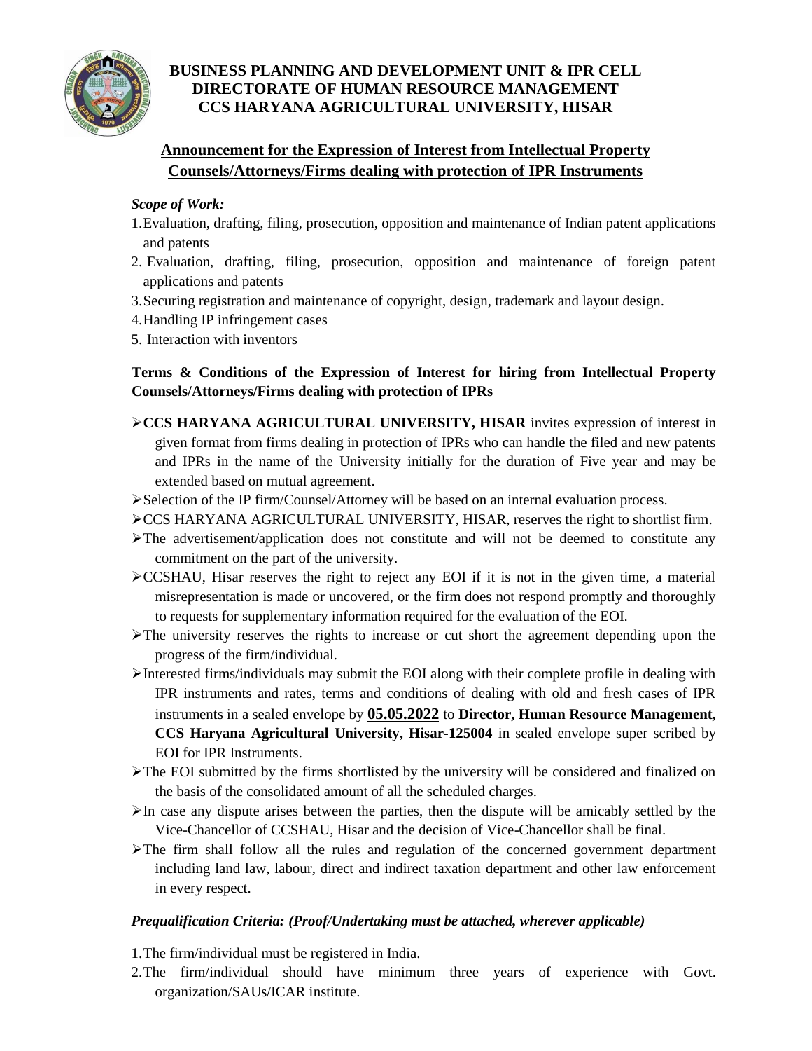**BUSINESS PLANNING AND DEVELOPMENT UNIT & IPR CELL**
**DIRECTORATE OF HUMAN RESOURCE MANAGEMENT**
**CCS HARYANA AGRICULTURAL UNIVERSITY, HISAR**

## Announcement for the Expression of Interest from Intellectual Property Counsels/Attorneys/Firms dealing with protection of IPR Instruments

*Scope of Work:*

1. Evaluation, drafting, filing, prosecution, opposition and maintenance of Indian patent applications and patents
2. Evaluation, drafting, filing, prosecution, opposition and maintenance of foreign patent applications and patents
3. Securing registration and maintenance of copyright, design, trademark and layout design.
4. Handling IP infringement cases
5. Interaction with inventors

**Terms & Conditions of the Expression of Interest for hiring from Intellectual Property Counsels/Attorneys/Firms dealing with protection of IPRs**

- **CCS HARYANA AGRICULTURAL UNIVERSITY, HISAR** invites expression of interest in given format from firms dealing in protection of IPRs who can handle the filed and new patents and IPRs in the name of the University initially for the duration of Five year and may be extended based on mutual agreement.
- Selection of the IP firm/Counsel/Attorney will be based on an internal evaluation process.
- CCS HARYANA AGRICULTURAL UNIVERSITY, HISAR, reserves the right to shortlist firm.
- The advertisement/application does not constitute and will not be deemed to constitute any commitment on the part of the university.
- CCSHAU, Hisar reserves the right to reject any EOI if it is not in the given time, a material misrepresentation is made or uncovered, or the firm does not respond promptly and thoroughly to requests for supplementary information required for the evaluation of the EOI.
- The university reserves the rights to increase or cut short the agreement depending upon the progress of the firm/individual.
- Interested firms/individuals may submit the EOI along with their complete profile in dealing with IPR instruments and rates, terms and conditions of dealing with old and fresh cases of IPR instruments in a sealed envelope by **05.05.2022** to **Director, Human Resource Management, CCS Haryana Agricultural University, Hisar-125004** in sealed envelope super scribed by EOI for IPR Instruments.
- The EOI submitted by the firms shortlisted by the university will be considered and finalized on the basis of the consolidated amount of all the scheduled charges.
- In case any dispute arises between the parties, then the dispute will be amicably settled by the Vice-Chancellor of CCSHAU, Hisar and the decision of Vice-Chancellor shall be final.
- The firm shall follow all the rules and regulation of the concerned government department including land law, labour, direct and indirect taxation department and other law enforcement in every respect.

***Prequalification Criteria: (Proof/Undertaking must be attached, wherever applicable)***

1. The firm/individual must be registered in India.
2. The firm/individual should have minimum three years of experience with Govt. organization/SAUs/ICAR institute.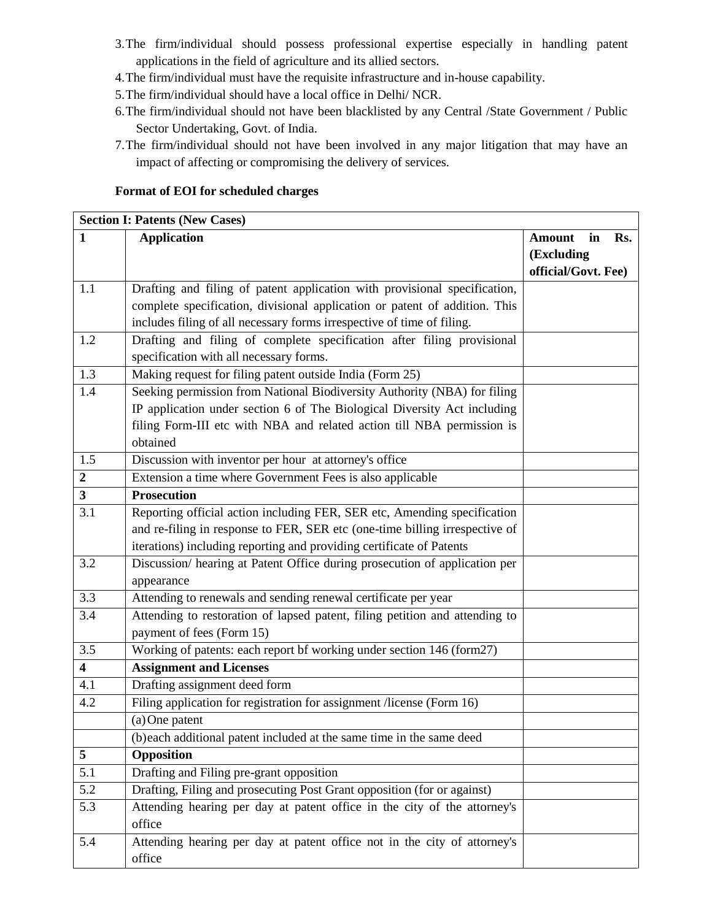3. The firm/individual should possess professional expertise especially in handling patent applications in the field of agriculture and its allied sectors.
4. The firm/individual must have the requisite infrastructure and in-house capability.
5. The firm/individual should have a local office in Delhi/ NCR.
6. The firm/individual should not have been blacklisted by any Central /State Government / Public Sector Undertaking, Govt. of India.
7. The firm/individual should not have been involved in any major litigation that may have an impact of affecting or compromising the delivery of services.

**Format of EOI for scheduled charges**

| **Section I: Patents (New Cases)** | | |
|---|---|---|
| **1** | **Application** | **Amount in Rs. (Excluding official/Govt. Fee)** |
| 1.1 | Drafting and filing of patent application with provisional specification, complete specification, divisional application or patent of addition. This includes filing of all necessary forms irrespective of time of filing. | |
| 1.2 | Drafting and filing of complete specification after filing provisional specification with all necessary forms. | |
| 1.3 | Making request for filing patent outside India (Form 25) | |
| 1.4 | Seeking permission from National Biodiversity Authority (NBA) for filing IP application under section 6 of The Biological Diversity Act including filing Form-III etc with NBA and related action till NBA permission is obtained | |
| 1.5 | Discussion with inventor per hour at attorney's office | |
| **2** | Extension a time where Government Fees is also applicable | |
| **3** | **Prosecution** | |
| 3.1 | Reporting official action including FER, SER etc, Amending specification and re-filing in response to FER, SER etc (one-time billing irrespective of iterations) including reporting and providing certificate of Patents | |
| 3.2 | Discussion/ hearing at Patent Office during prosecution of application per appearance | |
| 3.3 | Attending to renewals and sending renewal certificate per year | |
| 3.4 | Attending to restoration of lapsed patent, filing petition and attending to payment of fees (Form 15) | |
| 3.5 | Working of patents: each report bf working under section 146 (form27) | |
| **4** | **Assignment and Licenses** | |
| 4.1 | Drafting assignment deed form | |
| 4.2 | Filing application for registration for assignment /license (Form 16) | |
| | (a) One patent | |
| | (b) each additional patent included at the same time in the same deed | |
| **5** | **Opposition** | |
| 5.1 | Drafting and Filing pre-grant opposition | |
| 5.2 | Drafting, Filing and prosecuting Post Grant opposition (for or against) | |
| 5.3 | Attending hearing per day at patent office in the city of the attorney's office | |
| 5.4 | Attending hearing per day at patent office not in the city of attorney's office | |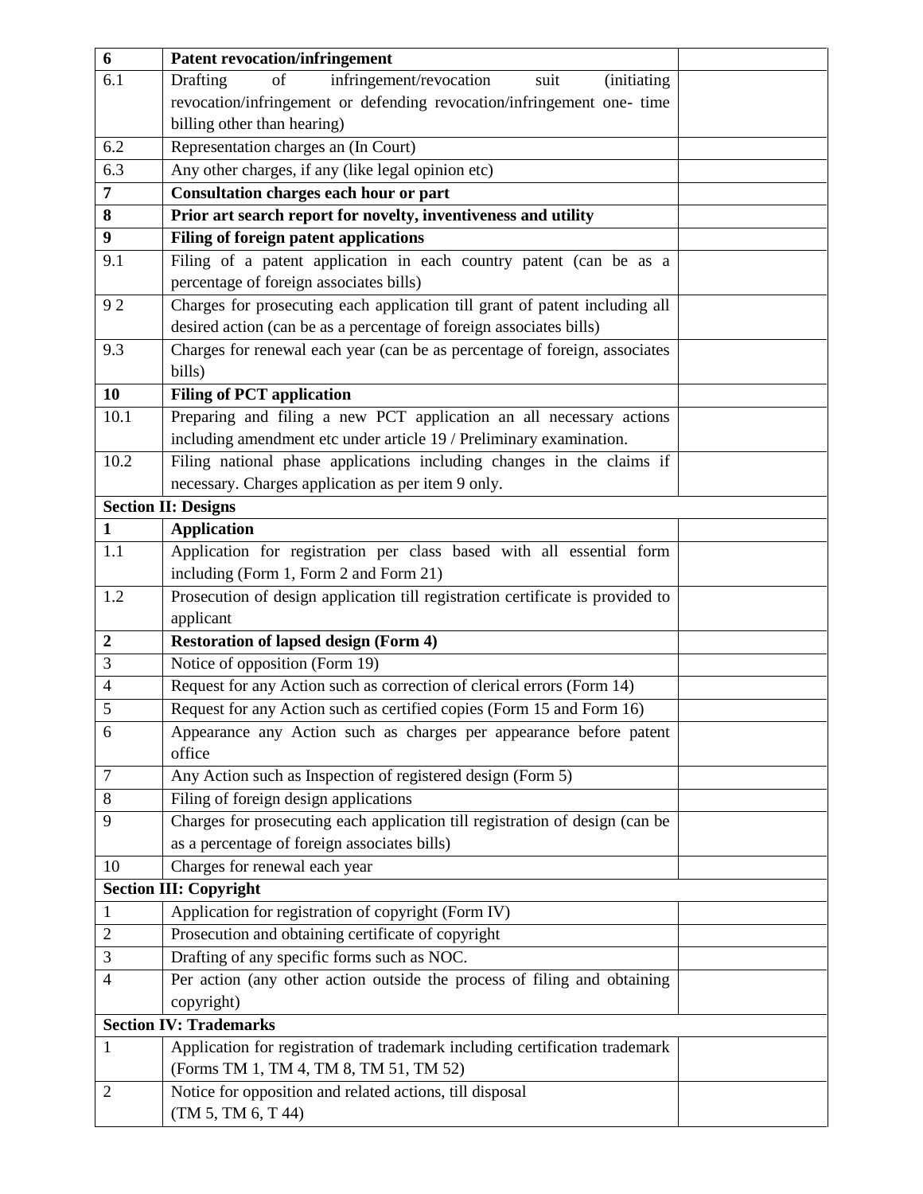| | | |
|---|---|---|
| **6** | **Patent revocation/infringement** | |
| 6.1 | Drafting of infringement/revocation suit (initiating revocation/infringement or defending revocation/infringement one- time billing other than hearing) | |
| 6.2 | Representation charges an (In Court) | |
| 6.3 | Any other charges, if any (like legal opinion etc) | |
| **7** | **Consultation charges each hour or part** | |
| **8** | **Prior art search report for novelty, inventiveness and utility** | |
| **9** | **Filing of foreign patent applications** | |
| 9.1 | Filing of a patent application in each country patent (can be as a percentage of foreign associates bills) | |
| 9 2 | Charges for prosecuting each application till grant of patent including all desired action (can be as a percentage of foreign associates bills) | |
| 9.3 | Charges for renewal each year (can be as percentage of foreign, associates bills) | |
| **10** | **Filing of PCT application** | |
| 10.1 | Preparing and filing a new PCT application an all necessary actions including amendment etc under article 19 / Preliminary examination. | |
| 10.2 | Filing national phase applications including changes in the claims if necessary. Charges application as per item 9 only. | |
| **Section II: Designs** | | |
| **1** | **Application** | |
| 1.1 | Application for registration per class based with all essential form including (Form 1, Form 2 and Form 21) | |
| 1.2 | Prosecution of design application till registration certificate is provided to applicant | |
| **2** | **Restoration of lapsed design (Form 4)** | |
| 3 | Notice of opposition (Form 19) | |
| 4 | Request for any Action such as correction of clerical errors (Form 14) | |
| 5 | Request for any Action such as certified copies (Form 15 and Form 16) | |
| 6 | Appearance any Action such as charges per appearance before patent office | |
| 7 | Any Action such as Inspection of registered design (Form 5) | |
| 8 | Filing of foreign design applications | |
| 9 | Charges for prosecuting each application till registration of design (can be as a percentage of foreign associates bills) | |
| 10 | Charges for renewal each year | |
| **Section III: Copyright** | | |
| 1 | Application for registration of copyright (Form IV) | |
| 2 | Prosecution and obtaining certificate of copyright | |
| 3 | Drafting of any specific forms such as NOC. | |
| 4 | Per action (any other action outside the process of filing and obtaining copyright) | |
| **Section IV: Trademarks** | | |
| 1 | Application for registration of trademark including certification trademark (Forms TM 1, TM 4, TM 8, TM 51, TM 52) | |
| 2 | Notice for opposition and related actions, till disposal (TM 5, TM 6, T 44) | |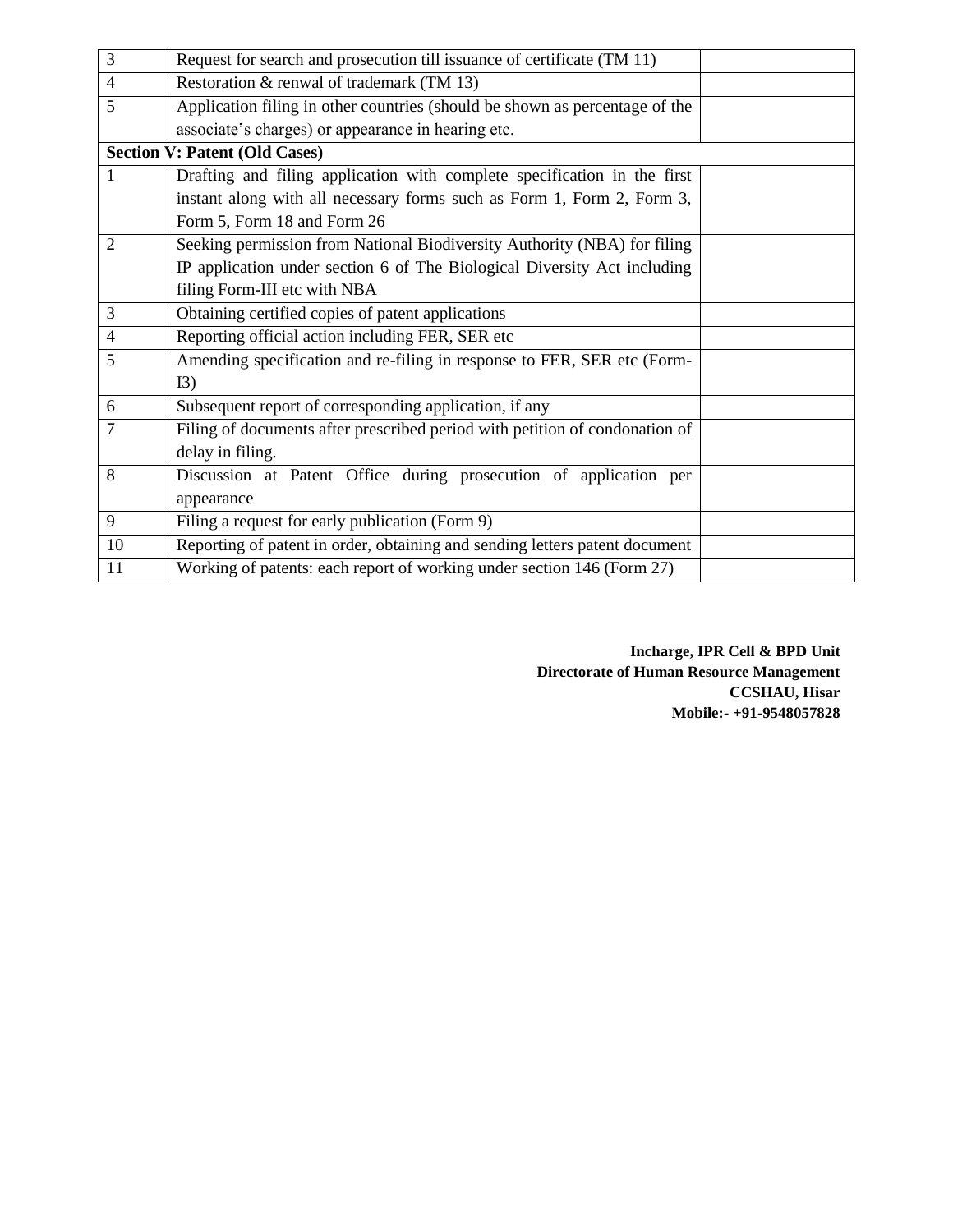| | | |
|---|---|---|
| 3 | Request for search and prosecution till issuance of certificate (TM 11) | |
| 4 | Restoration & renwal of trademark (TM 13) | |
| 5 | Application filing in other countries (should be shown as percentage of the associate's charges) or appearance in hearing etc. | |
| **Section V: Patent (Old Cases)** | | |
| 1 | Drafting and filing application with complete specification in the first instant along with all necessary forms such as Form 1, Form 2, Form 3, Form 5, Form 18 and Form 26 | |
| 2 | Seeking permission from National Biodiversity Authority (NBA) for filing IP application under section 6 of The Biological Diversity Act including filing Form-III etc with NBA | |
| 3 | Obtaining certified copies of patent applications | |
| 4 | Reporting official action including FER, SER etc | |
| 5 | Amending specification and re-filing in response to FER, SER etc (Form-I3) | |
| 6 | Subsequent report of corresponding application, if any | |
| 7 | Filing of documents after prescribed period with petition of condonation of delay in filing. | |
| 8 | Discussion at Patent Office during prosecution of application per appearance | |
| 9 | Filing a request for early publication (Form 9) | |
| 10 | Reporting of patent in order, obtaining and sending letters patent document | |
| 11 | Working of patents: each report of working under section 146 (Form 27) | |

**Incharge, IPR Cell & BPD Unit**
**Directorate of Human Resource Management**
**CCSHAU, Hisar**
**Mobile:- +91-9548057828**